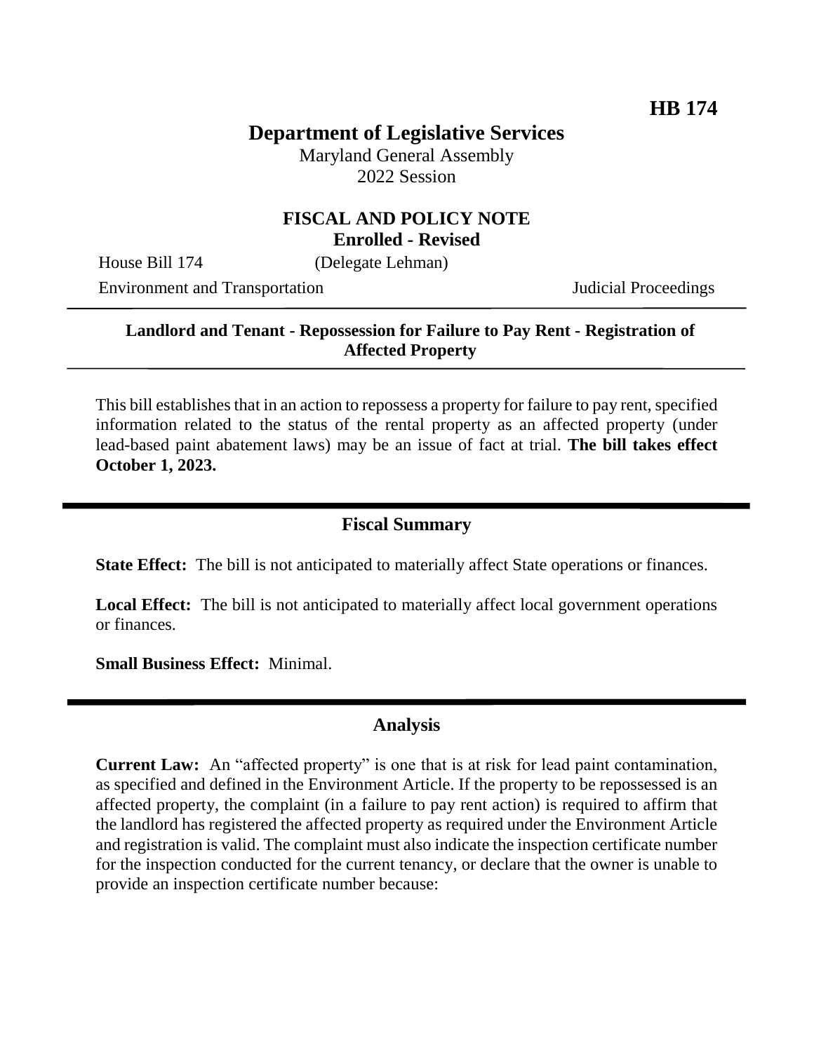**HB 174**

# Department of Legislative Services

Maryland General Assembly
2022 Session

## FISCAL AND POLICY NOTE
**Enrolled - Revised**

House Bill 174 (Delegate Lehman)
Environment and Transportation Judicial Proceedings

**Landlord and Tenant - Repossession for Failure to Pay Rent - Registration of Affected Property**

This bill establishes that in an action to repossess a property for failure to pay rent, specified information related to the status of the rental property as an affected property (under lead-based paint abatement laws) may be an issue of fact at trial. **The bill takes effect October 1, 2023.**

## Fiscal Summary

**State Effect:** The bill is not anticipated to materially affect State operations or finances.

**Local Effect:** The bill is not anticipated to materially affect local government operations or finances.

**Small Business Effect:** Minimal.

## Analysis

**Current Law:** An "affected property" is one that is at risk for lead paint contamination, as specified and defined in the Environment Article. If the property to be repossessed is an affected property, the complaint (in a failure to pay rent action) is required to affirm that the landlord has registered the affected property as required under the Environment Article and registration is valid. The complaint must also indicate the inspection certificate number for the inspection conducted for the current tenancy, or declare that the owner is unable to provide an inspection certificate number because: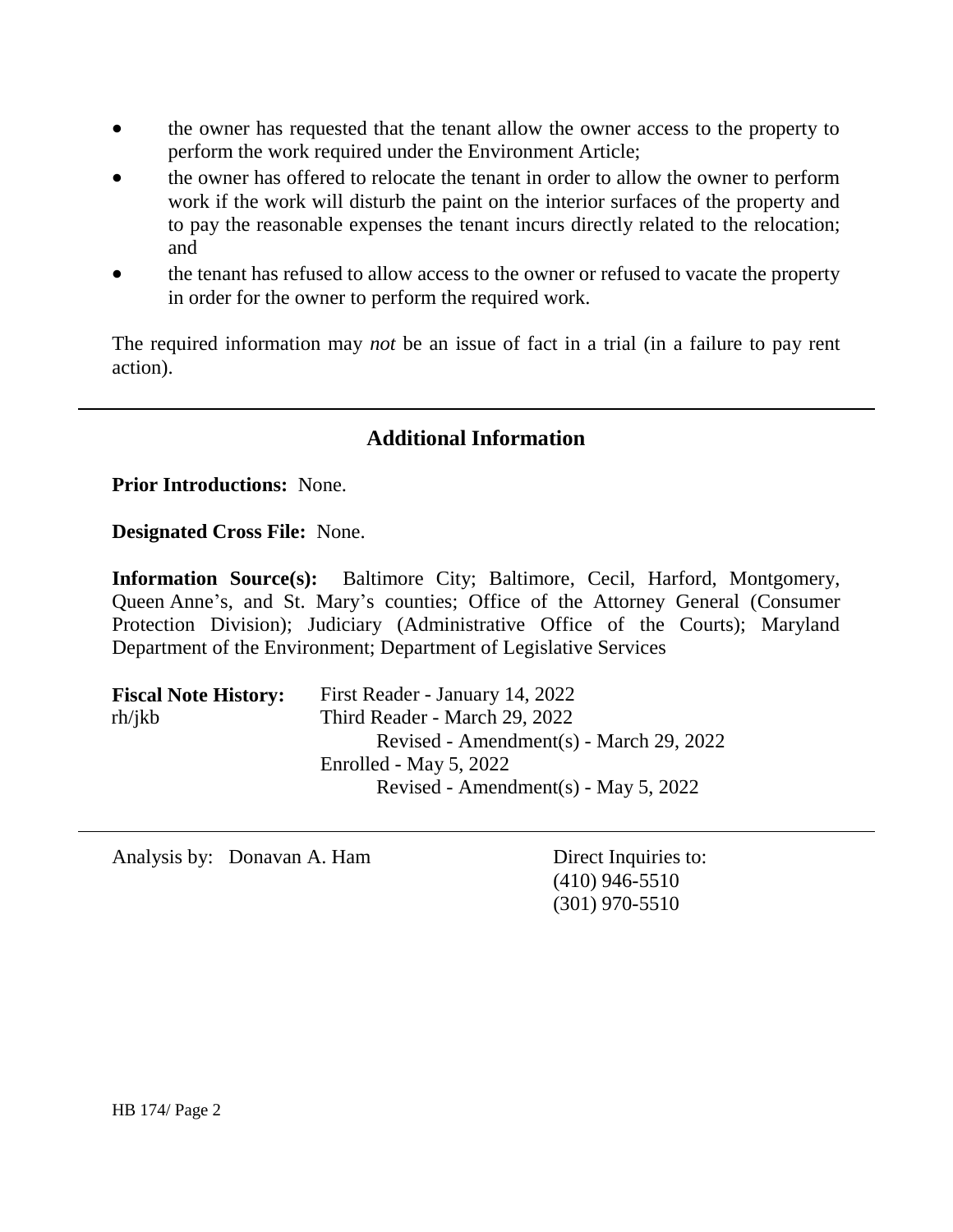- the owner has requested that the tenant allow the owner access to the property to perform the work required under the Environment Article;
- the owner has offered to relocate the tenant in order to allow the owner to perform work if the work will disturb the paint on the interior surfaces of the property and to pay the reasonable expenses the tenant incurs directly related to the relocation; and
- the tenant has refused to allow access to the owner or refused to vacate the property in order for the owner to perform the required work.

The required information may *not* be an issue of fact in a trial (in a failure to pay rent action).

---

## Additional Information

**Prior Introductions:** None.

**Designated Cross File:** None.

**Information Source(s):** Baltimore City; Baltimore, Cecil, Harford, Montgomery, Queen Anne's, and St. Mary's counties; Office of the Attorney General (Consumer Protection Division); Judiciary (Administrative Office of the Courts); Maryland Department of the Environment; Department of Legislative Services

**Fiscal Note History:** First Reader - January 14, 2022
rh/jkb Third Reader - March 29, 2022
Revised - Amendment(s) - March 29, 2022
Enrolled - May 5, 2022
Revised - Amendment(s) - May 5, 2022

---

Analysis by: Donavan A. Ham

Direct Inquiries to:
(410) 946-5510
(301) 970-5510